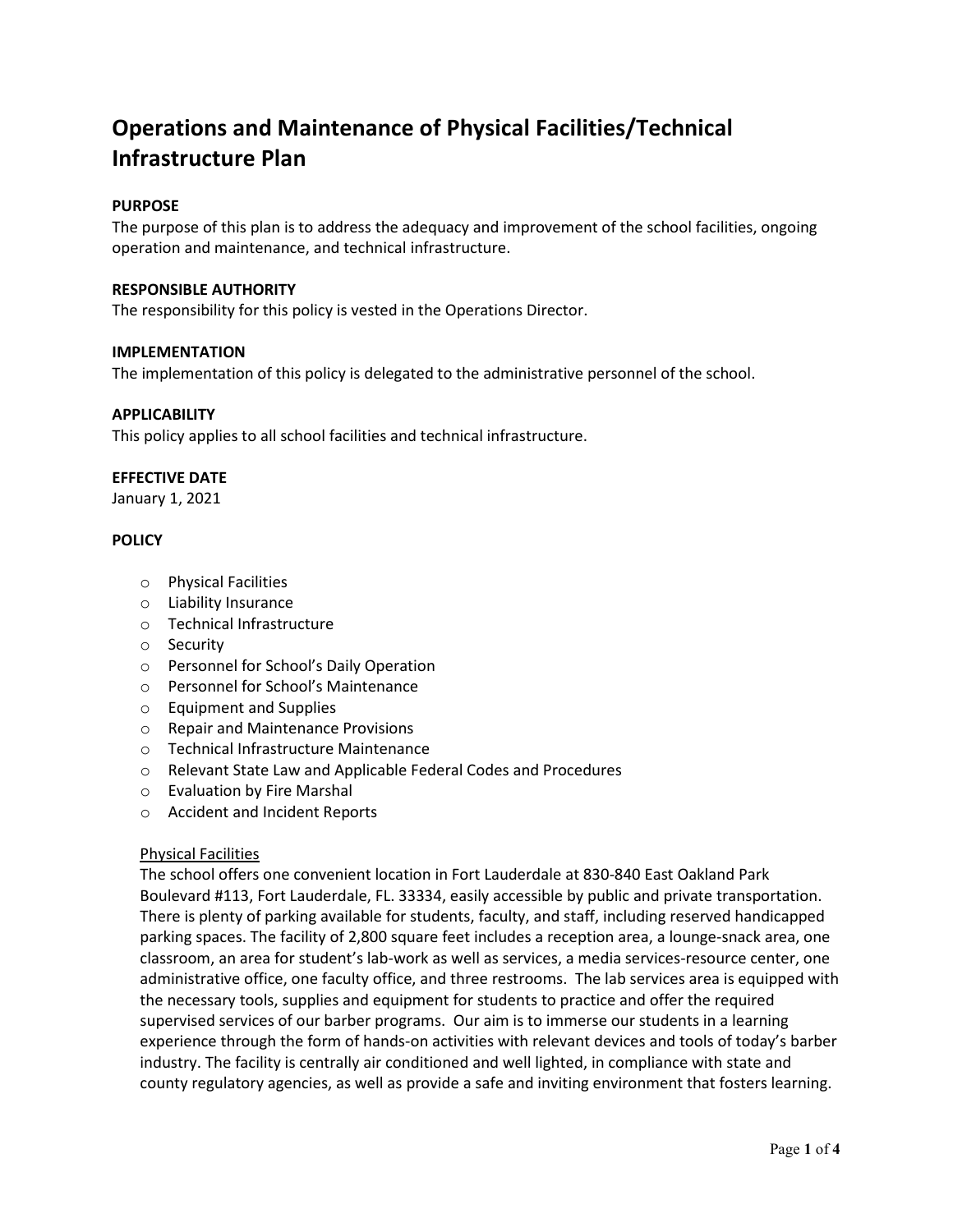# Operations and Maintenance of Physical Facilities/Technical Infrastructure Plan

**PURPOSE**
The purpose of this plan is to address the adequacy and improvement of the school facilities, ongoing operation and maintenance, and technical infrastructure.

**RESPONSIBLE AUTHORITY**
The responsibility for this policy is vested in the Operations Director.

**IMPLEMENTATION**
The implementation of this policy is delegated to the administrative personnel of the school.

**APPLICABILITY**
This policy applies to all school facilities and technical infrastructure.

**EFFECTIVE DATE**
January 1, 2021

**POLICY**

- Physical Facilities
- Liability Insurance
- Technical Infrastructure
- Security
- Personnel for School's Daily Operation
- Personnel for School's Maintenance
- Equipment and Supplies
- Repair and Maintenance Provisions
- Technical Infrastructure Maintenance
- Relevant State Law and Applicable Federal Codes and Procedures
- Evaluation by Fire Marshal
- Accident and Incident Reports

<u>Physical Facilities</u>
The school offers one convenient location in Fort Lauderdale at 830-840 East Oakland Park Boulevard #113, Fort Lauderdale, FL. 33334, easily accessible by public and private transportation. There is plenty of parking available for students, faculty, and staff, including reserved handicapped parking spaces. The facility of 2,800 square feet includes a reception area, a lounge-snack area, one classroom, an area for student's lab-work as well as services, a media services-resource center, one administrative office, one faculty office, and three restrooms. The lab services area is equipped with the necessary tools, supplies and equipment for students to practice and offer the required supervised services of our barber programs. Our aim is to immerse our students in a learning experience through the form of hands-on activities with relevant devices and tools of today's barber industry. The facility is centrally air conditioned and well lighted, in compliance with state and county regulatory agencies, as well as provide a safe and inviting environment that fosters learning.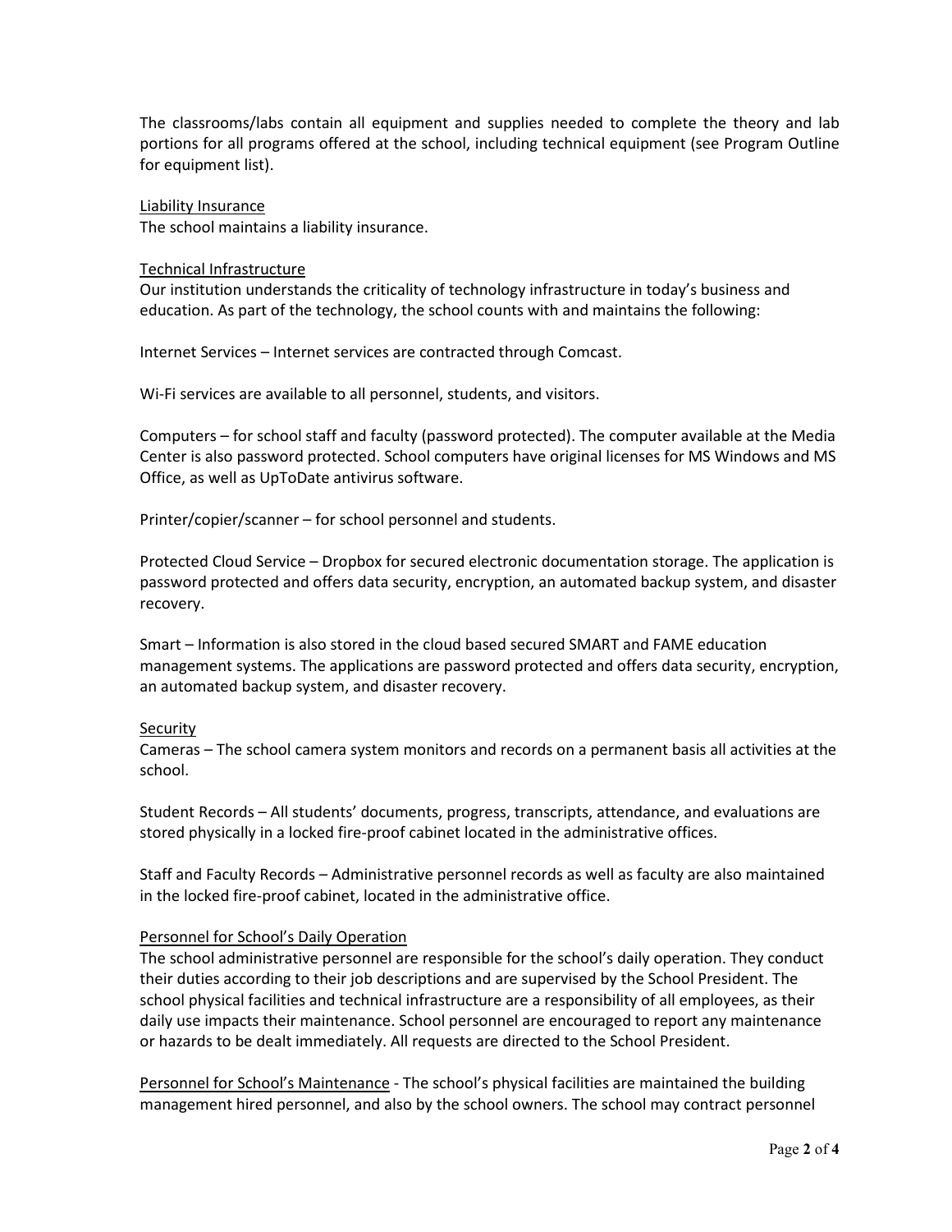The classrooms/labs contain all equipment and supplies needed to complete the theory and lab portions for all programs offered at the school, including technical equipment (see Program Outline for equipment list).

<u>Liability Insurance</u>
The school maintains a liability insurance.

<u>Technical Infrastructure</u>
Our institution understands the criticality of technology infrastructure in today's business and education. As part of the technology, the school counts with and maintains the following:

Internet Services – Internet services are contracted through Comcast.

Wi-Fi services are available to all personnel, students, and visitors.

Computers – for school staff and faculty (password protected). The computer available at the Media Center is also password protected. School computers have original licenses for MS Windows and MS Office, as well as UpToDate antivirus software.

Printer/copier/scanner – for school personnel and students.

Protected Cloud Service – Dropbox for secured electronic documentation storage. The application is password protected and offers data security, encryption, an automated backup system, and disaster recovery.

Smart – Information is also stored in the cloud based secured SMART and FAME education management systems. The applications are password protected and offers data security, encryption, an automated backup system, and disaster recovery.

<u>Security</u>
Cameras – The school camera system monitors and records on a permanent basis all activities at the school.

Student Records – All students' documents, progress, transcripts, attendance, and evaluations are stored physically in a locked fire-proof cabinet located in the administrative offices.

Staff and Faculty Records – Administrative personnel records as well as faculty are also maintained in the locked fire-proof cabinet, located in the administrative office.

<u>Personnel for School's Daily Operation</u>
The school administrative personnel are responsible for the school's daily operation. They conduct their duties according to their job descriptions and are supervised by the School President. The school physical facilities and technical infrastructure are a responsibility of all employees, as their daily use impacts their maintenance. School personnel are encouraged to report any maintenance or hazards to be dealt immediately. All requests are directed to the School President.

<u>Personnel for School's Maintenance</u> - The school's physical facilities are maintained the building management hired personnel, and also by the school owners. The school may contract personnel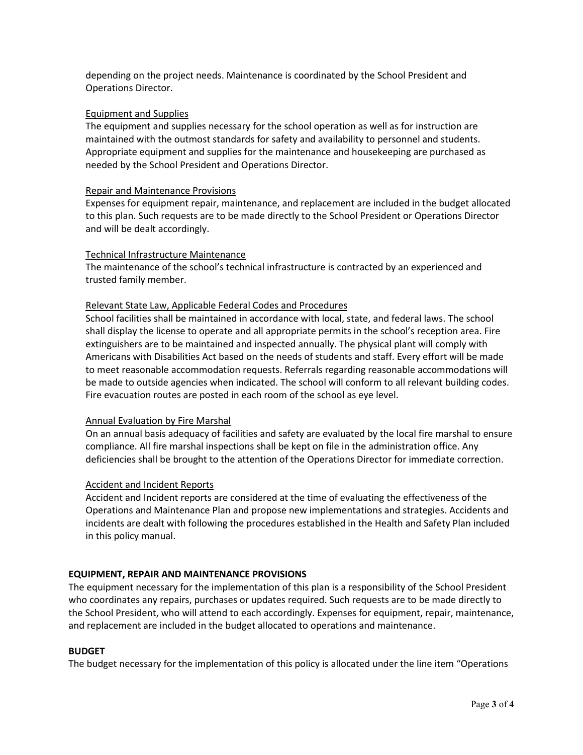depending on the project needs. Maintenance is coordinated by the School President and Operations Director.

Equipment and Supplies

The equipment and supplies necessary for the school operation as well as for instruction are maintained with the outmost standards for safety and availability to personnel and students. Appropriate equipment and supplies for the maintenance and housekeeping are purchased as needed by the School President and Operations Director.

Repair and Maintenance Provisions

Expenses for equipment repair, maintenance, and replacement are included in the budget allocated to this plan. Such requests are to be made directly to the School President or Operations Director and will be dealt accordingly.

Technical Infrastructure Maintenance

The maintenance of the school's technical infrastructure is contracted by an experienced and trusted family member.

Relevant State Law, Applicable Federal Codes and Procedures

School facilities shall be maintained in accordance with local, state, and federal laws. The school shall display the license to operate and all appropriate permits in the school's reception area. Fire extinguishers are to be maintained and inspected annually. The physical plant will comply with Americans with Disabilities Act based on the needs of students and staff. Every effort will be made to meet reasonable accommodation requests. Referrals regarding reasonable accommodations will be made to outside agencies when indicated. The school will conform to all relevant building codes. Fire evacuation routes are posted in each room of the school as eye level.

Annual Evaluation by Fire Marshal

On an annual basis adequacy of facilities and safety are evaluated by the local fire marshal to ensure compliance. All fire marshal inspections shall be kept on file in the administration office. Any deficiencies shall be brought to the attention of the Operations Director for immediate correction.

Accident and Incident Reports

Accident and Incident reports are considered at the time of evaluating the effectiveness of the Operations and Maintenance Plan and propose new implementations and strategies. Accidents and incidents are dealt with following the procedures established in the Health and Safety Plan included in this policy manual.

## EQUIPMENT, REPAIR AND MAINTENANCE PROVISIONS

The equipment necessary for the implementation of this plan is a responsibility of the School President who coordinates any repairs, purchases or updates required. Such requests are to be made directly to the School President, who will attend to each accordingly. Expenses for equipment, repair, maintenance, and replacement are included in the budget allocated to operations and maintenance.

## BUDGET

The budget necessary for the implementation of this policy is allocated under the line item "Operations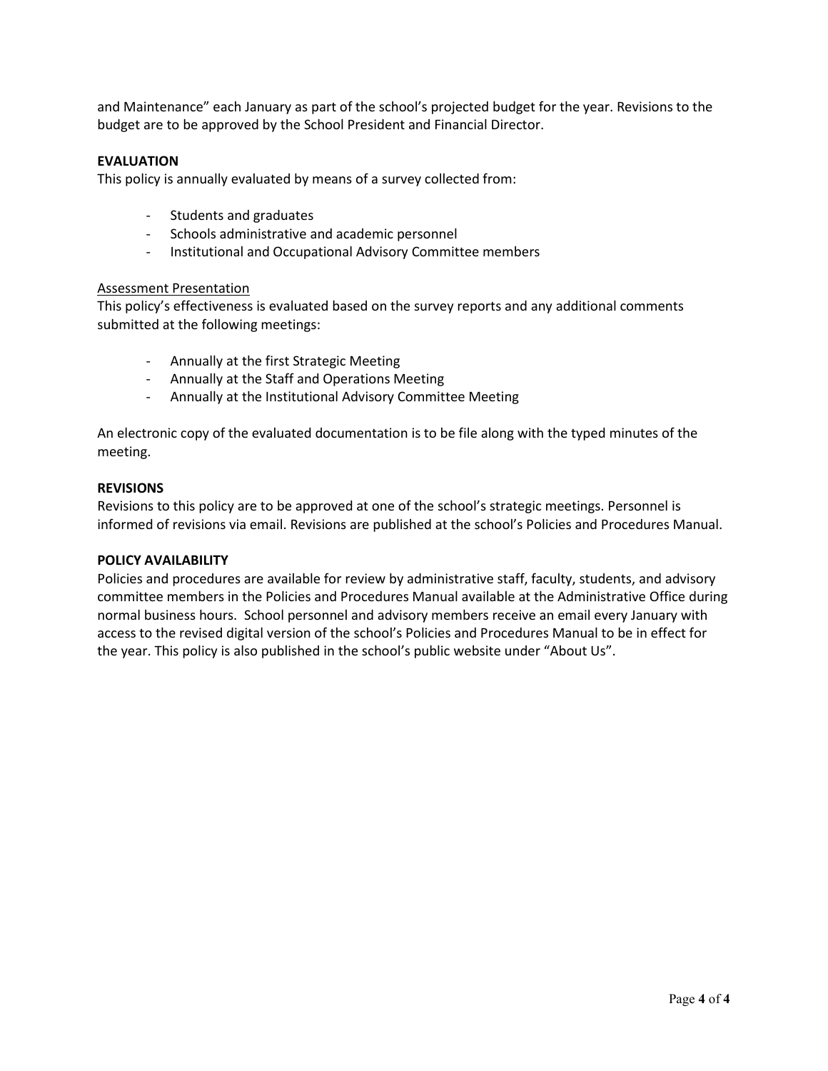and Maintenance" each January as part of the school's projected budget for the year. Revisions to the budget are to be approved by the School President and Financial Director.

**EVALUATION**

This policy is annually evaluated by means of a survey collected from:

- Students and graduates
- Schools administrative and academic personnel
- Institutional and Occupational Advisory Committee members

<u>Assessment Presentation</u>

This policy's effectiveness is evaluated based on the survey reports and any additional comments submitted at the following meetings:

- Annually at the first Strategic Meeting
- Annually at the Staff and Operations Meeting
- Annually at the Institutional Advisory Committee Meeting

An electronic copy of the evaluated documentation is to be file along with the typed minutes of the meeting.

**REVISIONS**

Revisions to this policy are to be approved at one of the school's strategic meetings. Personnel is informed of revisions via email. Revisions are published at the school's Policies and Procedures Manual.

**POLICY AVAILABILITY**

Policies and procedures are available for review by administrative staff, faculty, students, and advisory committee members in the Policies and Procedures Manual available at the Administrative Office during normal business hours. School personnel and advisory members receive an email every January with access to the revised digital version of the school's Policies and Procedures Manual to be in effect for the year. This policy is also published in the school's public website under "About Us".